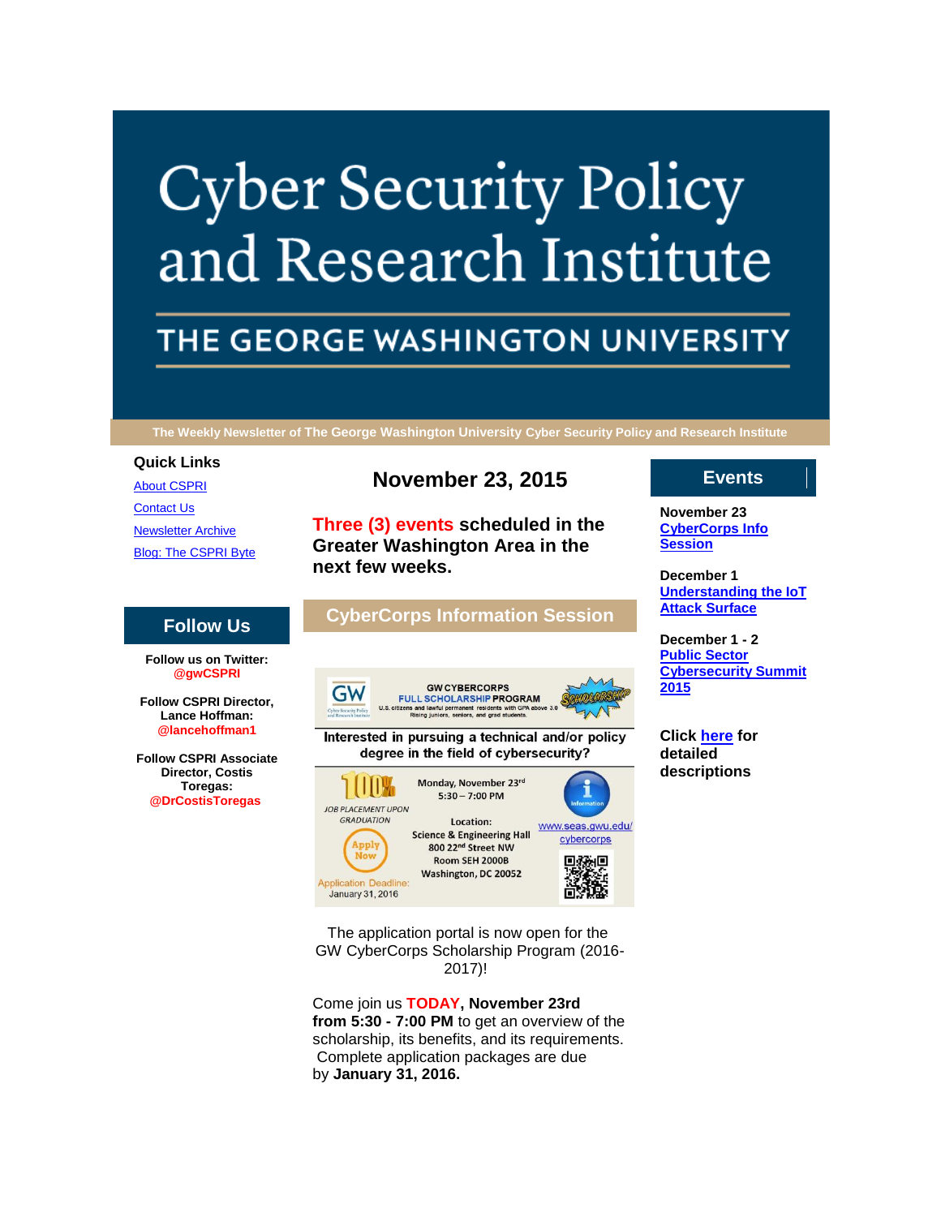# Cyber Security Policy and Research Institute

## THE GEORGE WASHINGTON UNIVERSITY

The Weekly Newsletter of The George Washington University Cyber Security Policy and Research Institute

**Quick Links**

- About CSPRI
- Contact Us
- Newsletter Archive
- Blog: The CSPRI Byte

## Follow Us

**Follow us on Twitter:** **@gwCSPRI**

**Follow CSPRI Director, Lance Hoffman:** **@lancehoffman1**

**Follow CSPRI Associate Director, Costis Toregas:** **@DrCostisToregas**

## November 23, 2015

### Three (3) events scheduled in the Greater Washington Area in the next few weeks.

## CyberCorps Information Session

GW CYBERCORPS FULL SCHOLARSHIP PROGRAM
U.S. citizens and lawful permanent residents with GPA above 3.0. Rising juniors, seniors, and grad students.

Interested in pursuing a technical and/or policy degree in the field of cybersecurity?

100% JOB PLACEMENT UPON GRADUATION

Monday, November 23rd
5:30 – 7:00 PM

Location:
Science & Engineering Hall
800 22nd Street NW
Room SEH 2000B
Washington, DC 20052

Apply Now

Application Deadline: January 31, 2016

www.seas.gwu.edu/cybercorps

The application portal is now open for the GW CyberCorps Scholarship Program (2016-2017)!

Come join us **TODAY, November 23rd from 5:30 - 7:00 PM** to get an overview of the scholarship, its benefits, and its requirements. Complete application packages are due by **January 31, 2016.**

## Events

**November 23**
**CyberCorps Info Session**

**December 1**
**Understanding the IoT Attack Surface**

**December 1 - 2**
**Public Sector Cybersecurity Summit 2015**

**Click here for detailed descriptions**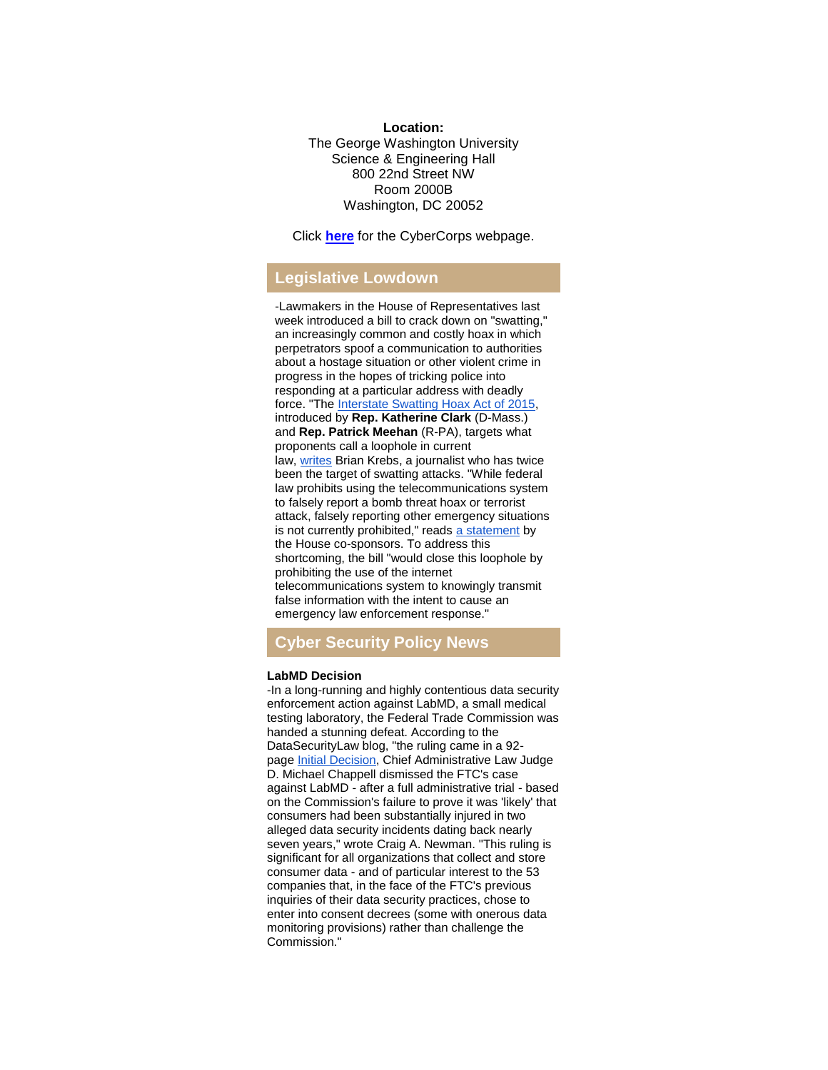**Location:**
The George Washington University
Science & Engineering Hall
800 22nd Street NW
Room 2000B
Washington, DC 20052

Click **here** for the CyberCorps webpage.

## Legislative Lowdown

-Lawmakers in the House of Representatives last week introduced a bill to crack down on "swatting," an increasingly common and costly hoax in which perpetrators spoof a communication to authorities about a hostage situation or other violent crime in progress in the hopes of tricking police into responding at a particular address with deadly force. "The Interstate Swatting Hoax Act of 2015, introduced by **Rep. Katherine Clark** (D-Mass.) and **Rep. Patrick Meehan** (R-PA), targets what proponents call a loophole in current law, writes Brian Krebs, a journalist who has twice been the target of swatting attacks. "While federal law prohibits using the telecommunications system to falsely report a bomb threat hoax or terrorist attack, falsely reporting other emergency situations is not currently prohibited," reads a statement by the House co-sponsors. To address this shortcoming, the bill "would close this loophole by prohibiting the use of the internet telecommunications system to knowingly transmit false information with the intent to cause an emergency law enforcement response."

## Cyber Security Policy News

**LabMD Decision**
-In a long-running and highly contentious data security enforcement action against LabMD, a small medical testing laboratory, the Federal Trade Commission was handed a stunning defeat. According to the DataSecurityLaw blog, "the ruling came in a 92-page Initial Decision, Chief Administrative Law Judge D. Michael Chappell dismissed the FTC's case against LabMD - after a full administrative trial - based on the Commission's failure to prove it was 'likely' that consumers had been substantially injured in two alleged data security incidents dating back nearly seven years," wrote Craig A. Newman. "This ruling is significant for all organizations that collect and store consumer data - and of particular interest to the 53 companies that, in the face of the FTC's previous inquiries of their data security practices, chose to enter into consent decrees (some with onerous data monitoring provisions) rather than challenge the Commission."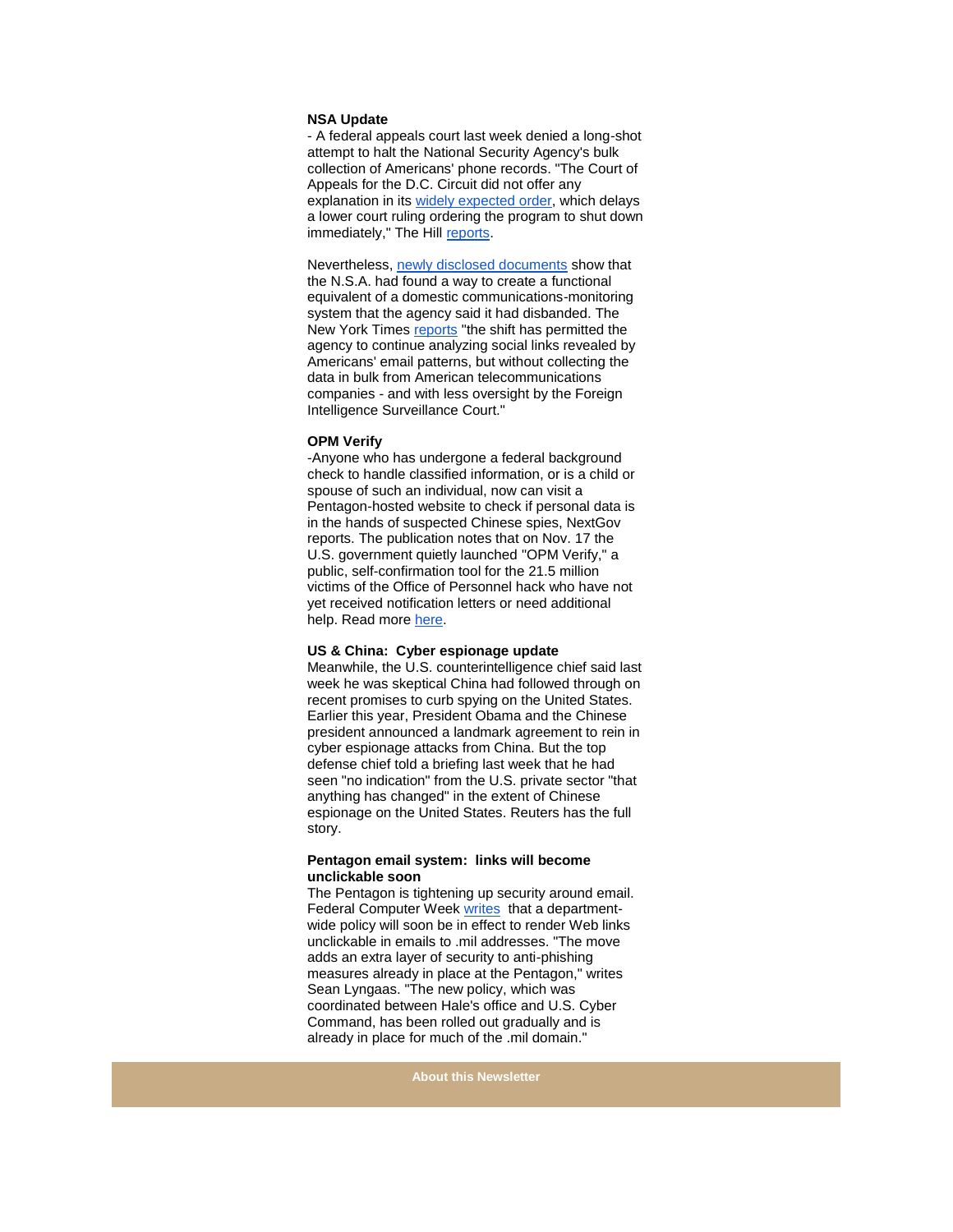**NSA Update**

- A federal appeals court last week denied a long-shot attempt to halt the National Security Agency's bulk collection of Americans' phone records. "The Court of Appeals for the D.C. Circuit did not offer any explanation in its widely expected order, which delays a lower court ruling ordering the program to shut down immediately," The Hill reports.

Nevertheless, newly disclosed documents show that the N.S.A. had found a way to create a functional equivalent of a domestic communications-monitoring system that the agency said it had disbanded. The New York Times reports "the shift has permitted the agency to continue analyzing social links revealed by Americans' email patterns, but without collecting the data in bulk from American telecommunications companies - and with less oversight by the Foreign Intelligence Surveillance Court."

**OPM Verify**

-Anyone who has undergone a federal background check to handle classified information, or is a child or spouse of such an individual, now can visit a Pentagon-hosted website to check if personal data is in the hands of suspected Chinese spies, NextGov reports. The publication notes that on Nov. 17 the U.S. government quietly launched "OPM Verify," a public, self-confirmation tool for the 21.5 million victims of the Office of Personnel hack who have not yet received notification letters or need additional help. Read more here.

**US & China: Cyber espionage update**

Meanwhile, the U.S. counterintelligence chief said last week he was skeptical China had followed through on recent promises to curb spying on the United States. Earlier this year, President Obama and the Chinese president announced a landmark agreement to rein in cyber espionage attacks from China. But the top defense chief told a briefing last week that he had seen "no indication" from the U.S. private sector "that anything has changed" in the extent of Chinese espionage on the United States. Reuters has the full story.

**Pentagon email system: links will become unclickable soon**

The Pentagon is tightening up security around email. Federal Computer Week writes that a department-wide policy will soon be in effect to render Web links unclickable in emails to .mil addresses. "The move adds an extra layer of security to anti-phishing measures already in place at the Pentagon," writes Sean Lyngaas. "The new policy, which was coordinated between Hale's office and U.S. Cyber Command, has been rolled out gradually and is already in place for much of the .mil domain."

**About this Newsletter**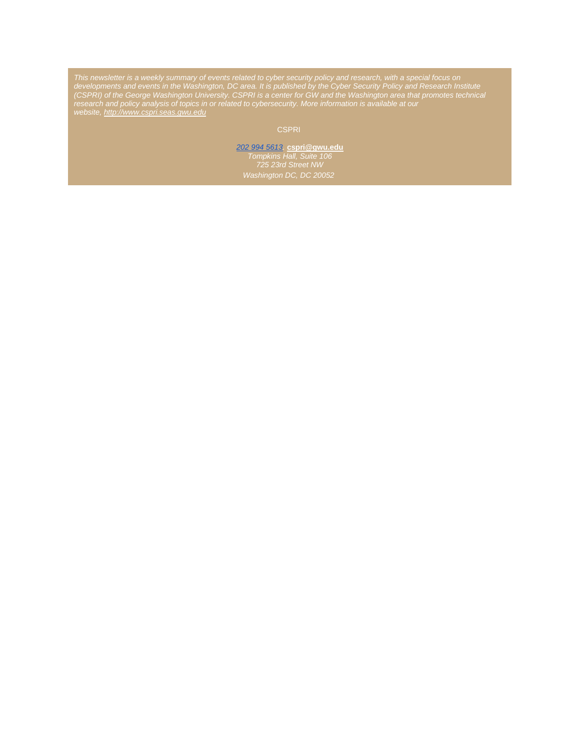*This newsletter is a weekly summary of events related to cyber security policy and research, with a special focus on developments and events in the Washington, DC area. It is published by the Cyber Security Policy and Research Institute (CSPRI) of the George Washington University. CSPRI is a center for GW and the Washington area that promotes technical research and policy analysis of topics in or related to cybersecurity. More information is available at our website, http://www.cspri.seas.gwu.edu*

CSPRI

*202 994 5613*; **cspri@gwu.edu**
*Tompkins Hall, Suite 106*
*725 23rd Street NW*
*Washington DC, DC 20052*